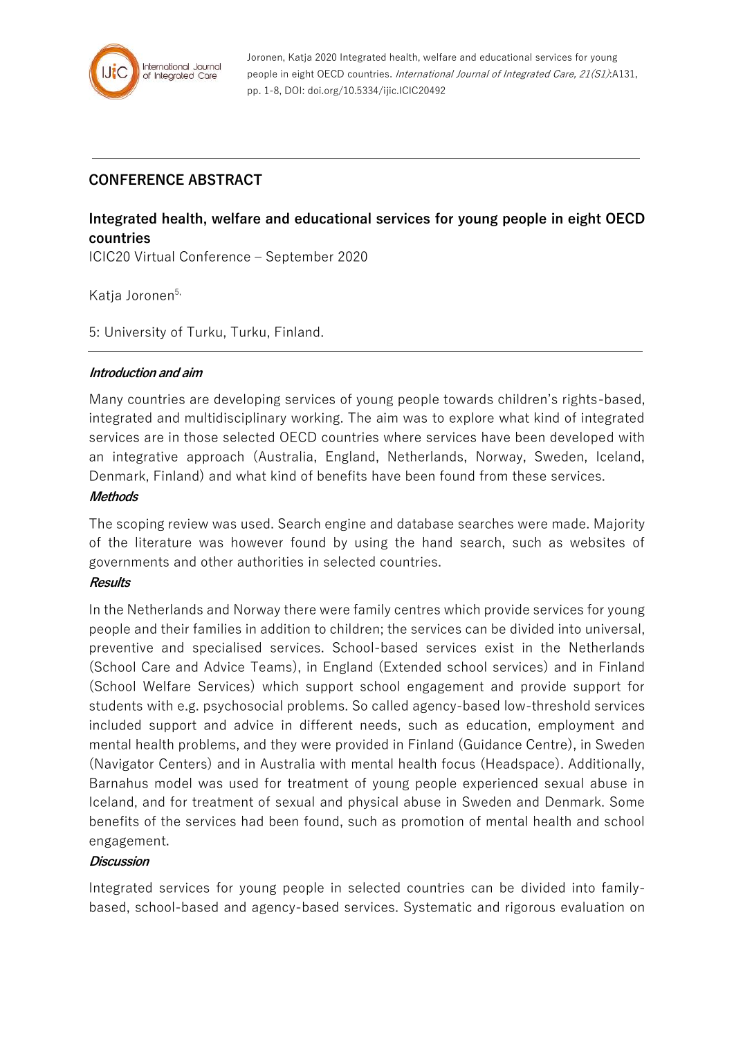## CONFERENCE ABSTRACT

# Integrated health, welfare and educational services for young people in eight OECD countries

ICIC20 Virtual Conference – September 2020

Katja Joronen[5,]

5: University of Turku, Turku, Finland.

### *Introduction and aim*

Many countries are developing services of young people towards children's rights-based, integrated and multidisciplinary working. The aim was to explore what kind of integrated services are in those selected OECD countries where services have been developed with an integrative approach (Australia, England, Netherlands, Norway, Sweden, Iceland, Denmark, Finland) and what kind of benefits have been found from these services.

### *Methods*

The scoping review was used. Search engine and database searches were made. Majority of the literature was however found by using the hand search, such as websites of governments and other authorities in selected countries.

### *Results*

In the Netherlands and Norway there were family centres which provide services for young people and their families in addition to children; the services can be divided into universal, preventive and specialised services. School-based services exist in the Netherlands (School Care and Advice Teams), in England (Extended school services) and in Finland (School Welfare Services) which support school engagement and provide support for students with e.g. psychosocial problems. So called agency-based low-threshold services included support and advice in different needs, such as education, employment and mental health problems, and they were provided in Finland (Guidance Centre), in Sweden (Navigator Centers) and in Australia with mental health focus (Headspace). Additionally, Barnahus model was used for treatment of young people experienced sexual abuse in Iceland, and for treatment of sexual and physical abuse in Sweden and Denmark. Some benefits of the services had been found, such as promotion of mental health and school engagement.

### *Discussion*

Integrated services for young people in selected countries can be divided into family-based, school-based and agency-based services. Systematic and rigorous evaluation on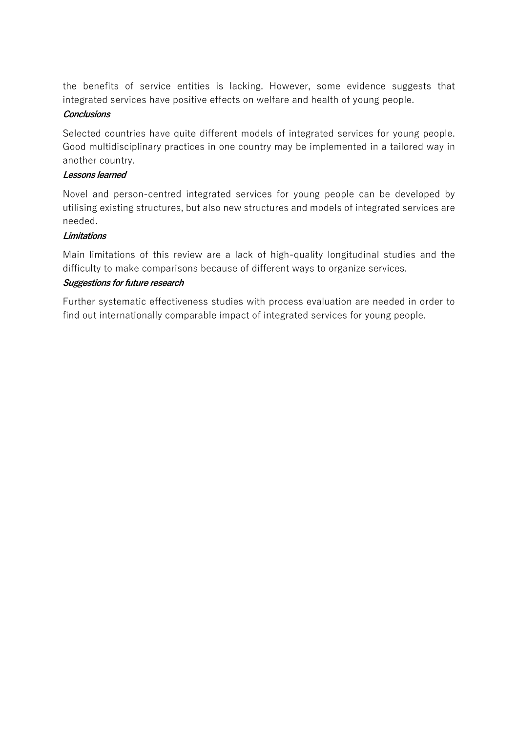the benefits of service entities is lacking. However, some evidence suggests that integrated services have positive effects on welfare and health of young people.

***Conclusions***

Selected countries have quite different models of integrated services for young people. Good multidisciplinary practices in one country may be implemented in a tailored way in another country.

***Lessons learned***

Novel and person-centred integrated services for young people can be developed by utilising existing structures, but also new structures and models of integrated services are needed.

***Limitations***

Main limitations of this review are a lack of high-quality longitudinal studies and the difficulty to make comparisons because of different ways to organize services.

***Suggestions for future research***

Further systematic effectiveness studies with process evaluation are needed in order to find out internationally comparable impact of integrated services for young people.